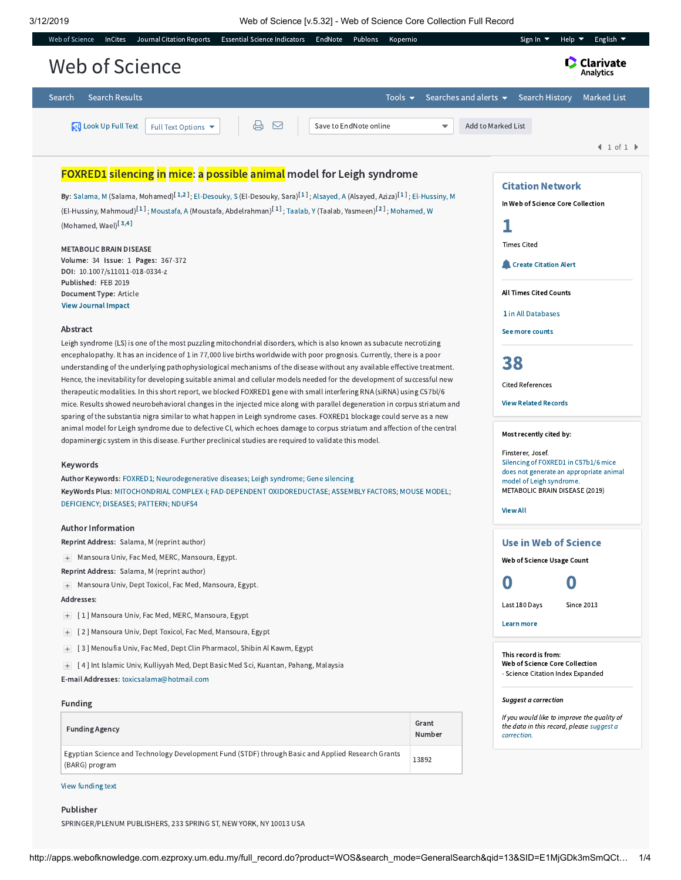# FOXRED1 silencing in mice: a possible animal model for Leigh syndrome

**By:** Salama, M (Salama, Mohamed)[1,2]; El-Desouky, S (El-Desouky, Sara)[1]; Alsayed, A (Alsayed, Aziza)[1]; El-Hussiny, M (El-Hussiny, Mahmoud)[1]; Moustafa, A (Moustafa, Abdelrahman)[1]; Taalab, Y (Taalab, Yasmeen)[2]; Mohamed, W (Mohamed, Wael)[3,4]

**METABOLIC BRAIN DISEASE**
**Volume:** 34 **Issue:** 1 **Pages:** 367-372
**DOI:** 10.1007/s11011-018-0334-z
**Published:** FEB 2019
**Document Type:** Article
View Journal Impact

## Abstract

Leigh syndrome (LS) is one of the most puzzling mitochondrial disorders, which is also known as subacute necrotizing encephalopathy. It has an incidence of 1 in 77,000 live births worldwide with poor prognosis. Currently, there is a poor understanding of the underlying pathophysiological mechanisms of the disease without any available effective treatment. Hence, the inevitability for developing suitable animal and cellular models needed for the development of successful new therapeutic modalities. In this short report, we blocked FOXRED1 gene with small interfering RNA (siRNA) using C57bl/6 mice. Results showed neurobehavioral changes in the injected mice along with parallel degeneration in corpus striatum and sparing of the substantia nigra similar to what happen in Leigh syndrome cases. FOXRED1 blockage could serve as a new animal model for Leigh syndrome due to defective CI, which echoes damage to corpus striatum and affection of the central dopaminergic system in this disease. Further preclinical studies are required to validate this model.

## Keywords

**Author Keywords:** FOXRED1; Neurodegenerative diseases; Leigh syndrome; Gene silencing
**KeyWords Plus:** MITOCHONDRIAL COMPLEX-I; FAD-DEPENDENT OXIDOREDUCTASE; ASSEMBLY FACTORS; MOUSE MODEL; DEFICIENCY; DISEASES; PATTERN; NDUFS4

## Author Information

**Reprint Address:** Salama, M (reprint author)
Mansoura Univ, Fac Med, MERC, Mansoura, Egypt.
**Reprint Address:** Salama, M (reprint author)
Mansoura Univ, Dept Toxicol, Fac Med, Mansoura, Egypt.
**Addresses:**
[ 1 ] Mansoura Univ, Fac Med, MERC, Mansoura, Egypt
[ 2 ] Mansoura Univ, Dept Toxicol, Fac Med, Mansoura, Egypt
[ 3 ] Menoufia Univ, Fac Med, Dept Clin Pharmacol, Shibin Al Kawm, Egypt
[ 4 ] Int Islamic Univ, Kulliyyah Med, Dept Basic Med Sci, Kuantan, Pahang, Malaysia
**E-mail Addresses:** toxicsalama@hotmail.com

## Funding

| Funding Agency | Grant Number |
|---|---|
| Egyptian Science and Technology Development Fund (STDF) through Basic and Applied Research Grants (BARG) program | 13892 |

View funding text

## Publisher

SPRINGER/PLENUM PUBLISHERS, 233 SPRING ST, NEW YORK, NY 10013 USA

## Citation Network

In Web of Science Core Collection

**1** Times Cited

Create Citation Alert

All Times Cited Counts

1 in All Databases

See more counts

**38** Cited References

View Related Records

Most recently cited by:

Finsterer, Josef.
Silencing of FOXRED1 in C57b1/6 mice does not generate an appropriate animal model of Leigh syndrome.
METABOLIC BRAIN DISEASE (2019)

View All

## Use in Web of Science

Web of Science Usage Count

| 0 | 0 |
|---|---|
| Last 180 Days | Since 2013 |

Learn more

This record is from:
Web of Science Core Collection
- Science Citation Index Expanded

*Suggest a correction*

*If you would like to improve the quality of the data in this record, please suggest a correction.*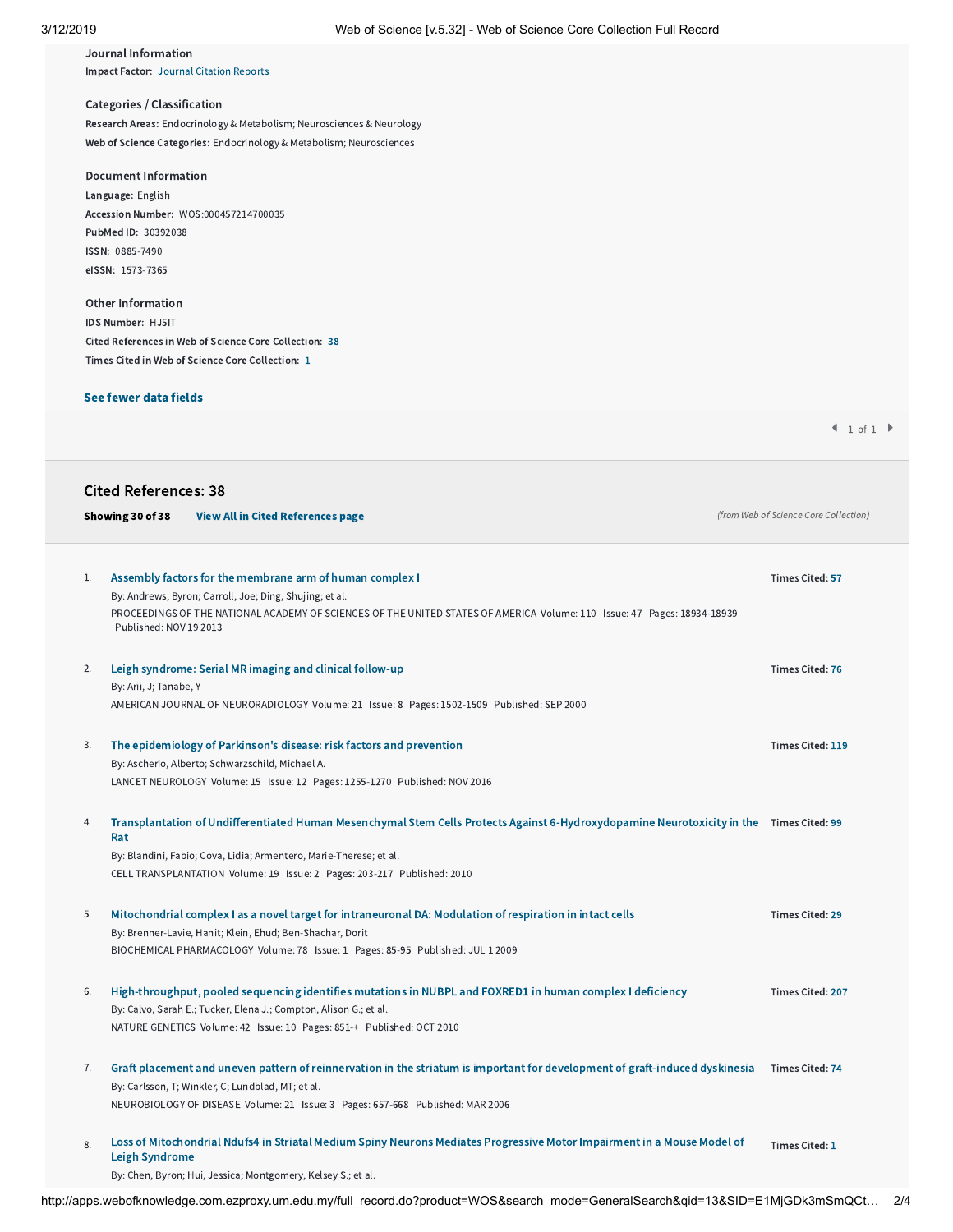### Journal Information

**Impact Factor:** Journal Citation Reports

### Categories / Classification

**Research Areas:** Endocrinology & Metabolism; Neurosciences & Neurology

**Web of Science Categories:** Endocrinology & Metabolism; Neurosciences

### Document Information

**Language:** English

**Accession Number:** WOS:000457214700035

**PubMed ID:** 30392038

**ISSN:** 0885-7490

**eISSN:** 1573-7365

### Other Information

**IDS Number:** HJ5IT

**Cited References in Web of Science Core Collection:** 38

**Times Cited in Web of Science Core Collection:** 1

**See fewer data fields**

1 of 1

## Cited References: 38

**Showing 30 of 38** **View All in Cited References page**

*(from Web of Science Core Collection)*

1. **Assembly factors for the membrane arm of human complex I** — Times Cited: 57
   By: Andrews, Byron; Carroll, Joe; Ding, Shujing; et al.
   PROCEEDINGS OF THE NATIONAL ACADEMY OF SCIENCES OF THE UNITED STATES OF AMERICA Volume: 110 Issue: 47 Pages: 18934-18939 Published: NOV 19 2013

2. **Leigh syndrome: Serial MR imaging and clinical follow-up** — Times Cited: 76
   By: Arii, J; Tanabe, Y
   AMERICAN JOURNAL OF NEURORADIOLOGY Volume: 21 Issue: 8 Pages: 1502-1509 Published: SEP 2000

3. **The epidemiology of Parkinson's disease: risk factors and prevention** — Times Cited: 119
   By: Ascherio, Alberto; Schwarzschild, Michael A.
   LANCET NEUROLOGY Volume: 15 Issue: 12 Pages: 1255-1270 Published: NOV 2016

4. **Transplantation of Undifferentiated Human Mesenchymal Stem Cells Protects Against 6-Hydroxydopamine Neurotoxicity in the Rat** — Times Cited: 99
   By: Blandini, Fabio; Cova, Lidia; Armentero, Marie-Therese; et al.
   CELL TRANSPLANTATION Volume: 19 Issue: 2 Pages: 203-217 Published: 2010

5. **Mitochondrial complex I as a novel target for intraneuronal DA: Modulation of respiration in intact cells** — Times Cited: 29
   By: Brenner-Lavie, Hanit; Klein, Ehud; Ben-Shachar, Dorit
   BIOCHEMICAL PHARMACOLOGY Volume: 78 Issue: 1 Pages: 85-95 Published: JUL 1 2009

6. **High-throughput, pooled sequencing identifies mutations in NUBPL and FOXRED1 in human complex I deficiency** — Times Cited: 207
   By: Calvo, Sarah E.; Tucker, Elena J.; Compton, Alison G.; et al.
   NATURE GENETICS Volume: 42 Issue: 10 Pages: 851-+ Published: OCT 2010

7. **Graft placement and uneven pattern of reinnervation in the striatum is important for development of graft-induced dyskinesia** — Times Cited: 74
   By: Carlsson, T; Winkler, C; Lundblad, MT; et al.
   NEUROBIOLOGY OF DISEASE Volume: 21 Issue: 3 Pages: 657-668 Published: MAR 2006

8. **Loss of Mitochondrial Ndufs4 in Striatal Medium Spiny Neurons Mediates Progressive Motor Impairment in a Mouse Model of Leigh Syndrome** — Times Cited: 1
   By: Chen, Byron; Hui, Jessica; Montgomery, Kelsey S.; et al.